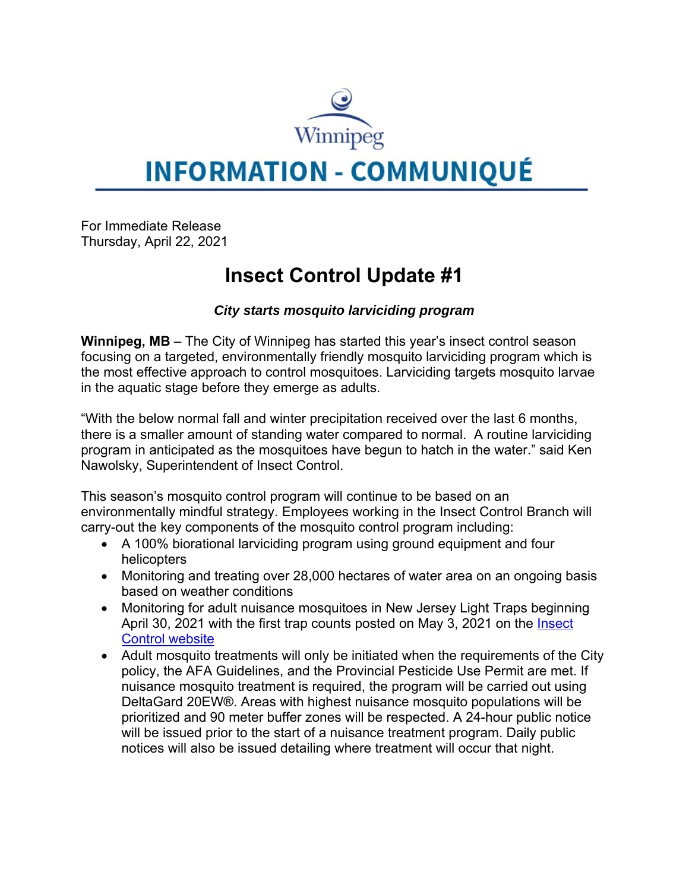Winnipeg

# INFORMATION - COMMUNIQUÉ

For Immediate Release
Thursday, April 22, 2021

## Insect Control Update #1

***City starts mosquito larviciding program***

**Winnipeg, MB** – The City of Winnipeg has started this year's insect control season focusing on a targeted, environmentally friendly mosquito larviciding program which is the most effective approach to control mosquitoes. Larviciding targets mosquito larvae in the aquatic stage before they emerge as adults.

"With the below normal fall and winter precipitation received over the last 6 months, there is a smaller amount of standing water compared to normal. A routine larviciding program in anticipated as the mosquitoes have begun to hatch in the water." said Ken Nawolsky, Superintendent of Insect Control.

This season's mosquito control program will continue to be based on an environmentally mindful strategy. Employees working in the Insect Control Branch will carry-out the key components of the mosquito control program including:

- A 100% biorational larviciding program using ground equipment and four helicopters
- Monitoring and treating over 28,000 hectares of water area on an ongoing basis based on weather conditions
- Monitoring for adult nuisance mosquitoes in New Jersey Light Traps beginning April 30, 2021 with the first trap counts posted on May 3, 2021 on the Insect Control website
- Adult mosquito treatments will only be initiated when the requirements of the City policy, the AFA Guidelines, and the Provincial Pesticide Use Permit are met. If nuisance mosquito treatment is required, the program will be carried out using DeltaGard 20EW®. Areas with highest nuisance mosquito populations will be prioritized and 90 meter buffer zones will be respected. A 24-hour public notice will be issued prior to the start of a nuisance treatment program. Daily public notices will also be issued detailing where treatment will occur that night.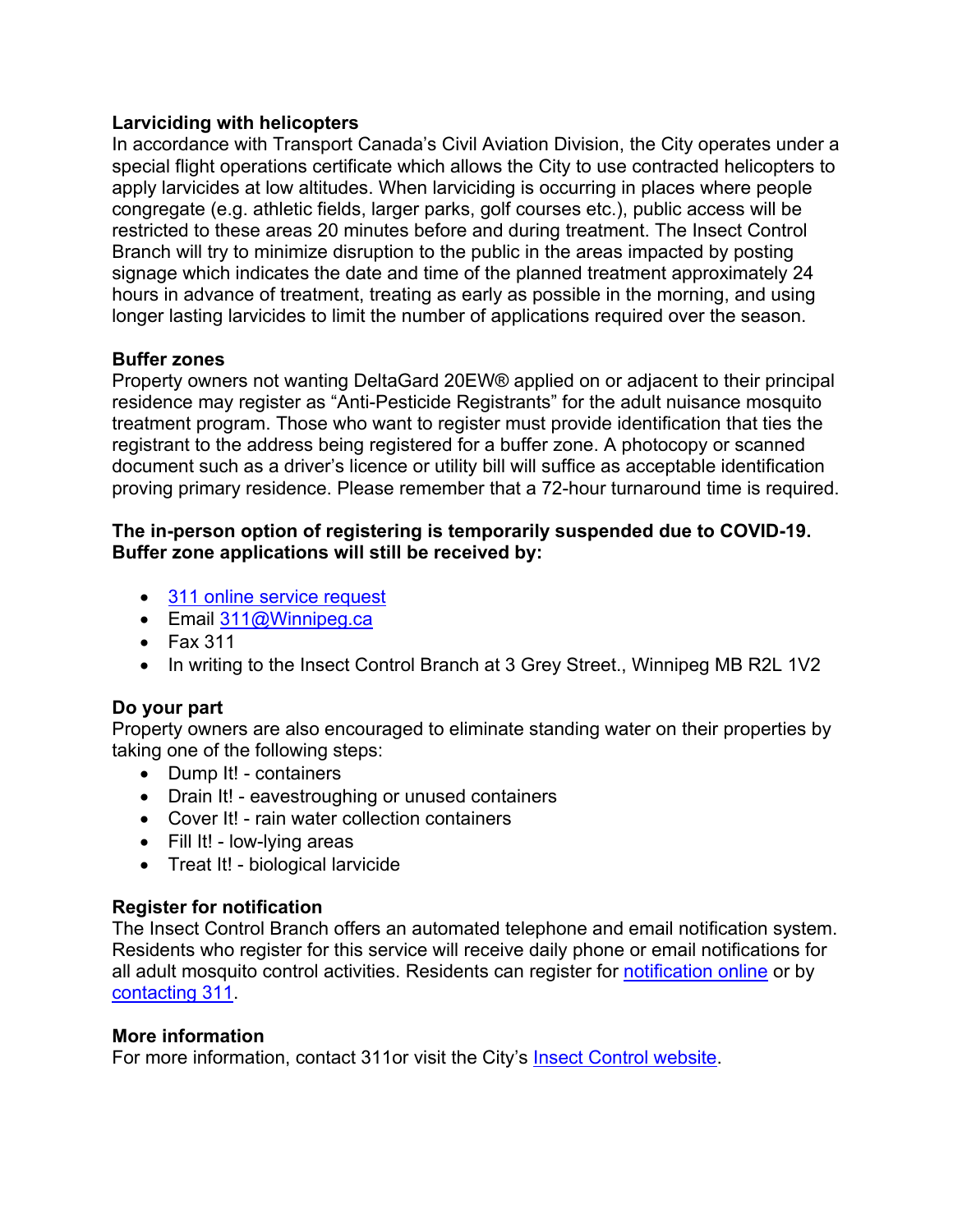**Larviciding with helicopters**

In accordance with Transport Canada's Civil Aviation Division, the City operates under a special flight operations certificate which allows the City to use contracted helicopters to apply larvicides at low altitudes. When larviciding is occurring in places where people congregate (e.g. athletic fields, larger parks, golf courses etc.), public access will be restricted to these areas 20 minutes before and during treatment. The Insect Control Branch will try to minimize disruption to the public in the areas impacted by posting signage which indicates the date and time of the planned treatment approximately 24 hours in advance of treatment, treating as early as possible in the morning, and using longer lasting larvicides to limit the number of applications required over the season.

**Buffer zones**

Property owners not wanting DeltaGard 20EW® applied on or adjacent to their principal residence may register as "Anti-Pesticide Registrants" for the adult nuisance mosquito treatment program. Those who want to register must provide identification that ties the registrant to the address being registered for a buffer zone. A photocopy or scanned document such as a driver's licence or utility bill will suffice as acceptable identification proving primary residence. Please remember that a 72-hour turnaround time is required.

**The in-person option of registering is temporarily suspended due to COVID-19. Buffer zone applications will still be received by:**

- 311 online service request
- Email 311@Winnipeg.ca
- Fax 311
- In writing to the Insect Control Branch at 3 Grey Street., Winnipeg MB R2L 1V2

**Do your part**

Property owners are also encouraged to eliminate standing water on their properties by taking one of the following steps:

- Dump It! - containers
- Drain It! - eavestroughing or unused containers
- Cover It! - rain water collection containers
- Fill It! - low-lying areas
- Treat It! - biological larvicide

**Register for notification**

The Insect Control Branch offers an automated telephone and email notification system. Residents who register for this service will receive daily phone or email notifications for all adult mosquito control activities. Residents can register for notification online or by contacting 311.

**More information**

For more information, contact 311or visit the City's Insect Control website.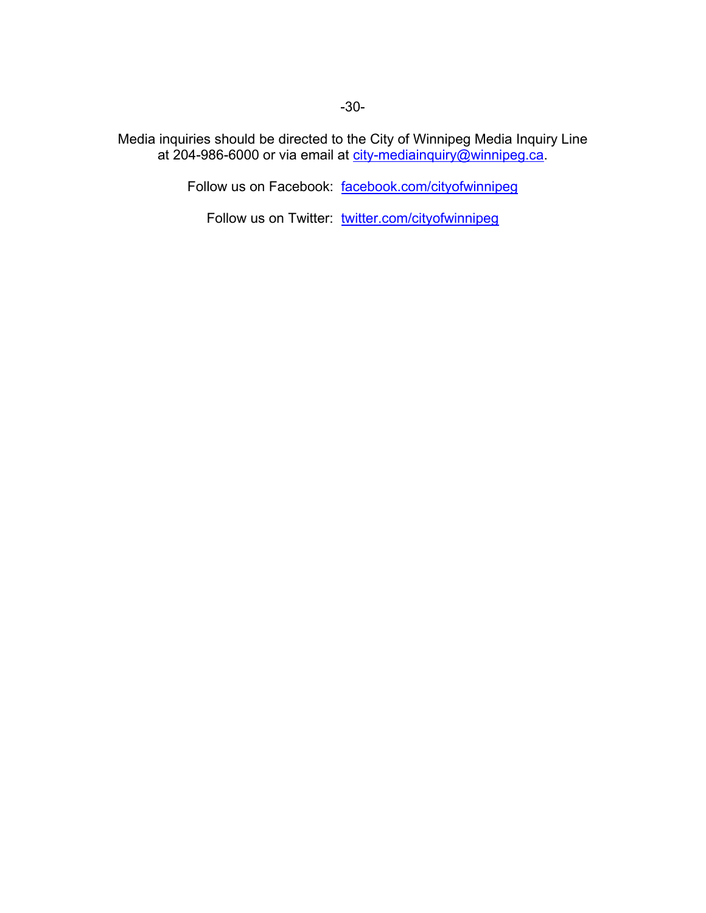-30-

Media inquiries should be directed to the City of Winnipeg Media Inquiry Line at 204-986-6000 or via email at [city-mediainquiry@winnipeg.ca](mailto:city-mediainquiry@winnipeg.ca).

Follow us on Facebook: [facebook.com/cityofwinnipeg](https://facebook.com/cityofwinnipeg)

Follow us on Twitter: [twitter.com/cityofwinnipeg](https://twitter.com/cityofwinnipeg)